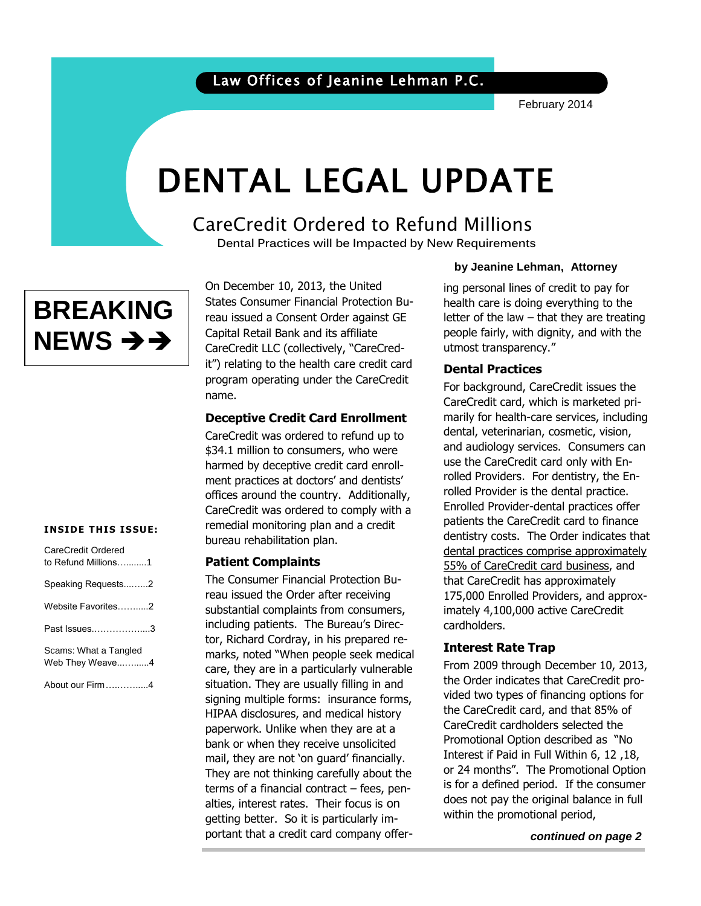Law Offices of Jeanine Lehman P.C.

February 2014

# DENTAL LEGAL UPDATE

## CareCredit Ordered to Refund Millions

Dental Practices will be Impacted by New Requirements

**by Jeanine Lehman, Attorney**

**BREAKING NEWS →→**

On December 10, 2013, the United States Consumer Financial Protection Bureau issued a Consent Order against GE Capital Retail Bank and its affiliate CareCredit LLC (collectively, "CareCredit") relating to the health care credit card program operating under the CareCredit name.

### Deceptive Credit Card Enrollment

CareCredit was ordered to refund up to $34.1 million to consumers, who were harmed by deceptive credit card enrollment practices at doctors' and dentists' offices around the country. Additionally, CareCredit was ordered to comply with a remedial monitoring plan and a credit bureau rehabilitation plan.

### Patient Complaints

The Consumer Financial Protection Bureau issued the Order after receiving substantial complaints from consumers, including patients. The Bureau's Director, Richard Cordray, in his prepared remarks, noted "When people seek medical care, they are in a particularly vulnerable situation. They are usually filling in and signing multiple forms: insurance forms, HIPAA disclosures, and medical history paperwork. Unlike when they are at a bank or when they receive unsolicited mail, they are not 'on guard' financially. They are not thinking carefully about the terms of a financial contract – fees, penalties, interest rates. Their focus is on getting better. So it is particularly important that a credit card company offering personal lines of credit to pay for health care is doing everything to the letter of the law – that they are treating people fairly, with dignity, and with the utmost transparency."

### Dental Practices

For background, CareCredit issues the CareCredit card, which is marketed primarily for health-care services, including dental, veterinarian, cosmetic, vision, and audiology services. Consumers can use the CareCredit card only with Enrolled Providers. For dentistry, the Enrolled Provider is the dental practice. Enrolled Provider-dental practices offer patients the CareCredit card to finance dentistry costs. The Order indicates that dental practices comprise approximately 55% of CareCredit card business, and that CareCredit has approximately 175,000 Enrolled Providers, and approximately 4,100,000 active CareCredit cardholders.

### Interest Rate Trap

From 2009 through December 10, 2013, the Order indicates that CareCredit provided two types of financing options for the CareCredit card, and that 85% of CareCredit cardholders selected the Promotional Option described as "No Interest if Paid in Full Within 6, 12 ,18, or 24 months". The Promotional Option is for a defined period. If the consumer does not pay the original balance in full within the promotional period,

***continued on page 2***

**INSIDE THIS ISSUE:**

- CareCredit Ordered to Refund Millions..........1
- Speaking Requests........2
- Website Favorites..........2
- Past Issues....................3
- Scams: What a Tangled Web They Weave..........4
- About our Firm..............4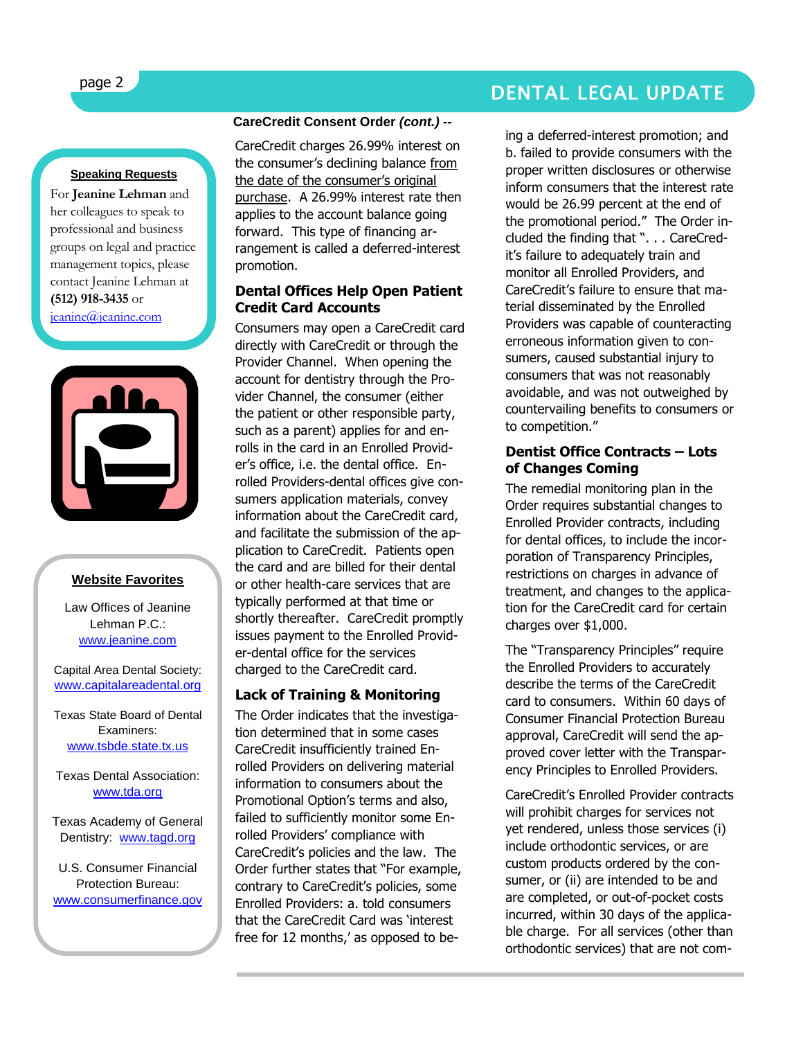**Speaking Requests**

For **Jeanine Lehman** and her colleagues to speak to professional and business groups on legal and practice management topics, please contact Jeanine Lehman at **(512) 918-3435** or jeanine@jeanine.com

**Website Favorites**

Law Offices of Jeanine Lehman P.C.: www.jeanine.com

Capital Area Dental Society: www.capitalareadental.org

Texas State Board of Dental Examiners: www.tsbde.state.tx.us

Texas Dental Association: www.tda.org

Texas Academy of General Dentistry: www.tagd.org

U.S. Consumer Financial Protection Bureau: www.consumerfinance.gov

**CareCredit Consent Order *(cont.)* --**

CareCredit charges 26.99% interest on the consumer's declining balance from the date of the consumer's original purchase. A 26.99% interest rate then applies to the account balance going forward. This type of financing arrangement is called a deferred-interest promotion.

### Dental Offices Help Open Patient Credit Card Accounts

Consumers may open a CareCredit card directly with CareCredit or through the Provider Channel. When opening the account for dentistry through the Provider Channel, the consumer (either the patient or other responsible party, such as a parent) applies for and enrolls in the card in an Enrolled Provider's office, i.e. the dental office. Enrolled Providers-dental offices give consumers application materials, convey information about the CareCredit card, and facilitate the submission of the application to CareCredit. Patients open the card and are billed for their dental or other health-care services that are typically performed at that time or shortly thereafter. CareCredit promptly issues payment to the Enrolled Provider-dental office for the services charged to the CareCredit card.

### Lack of Training & Monitoring

The Order indicates that the investigation determined that in some cases CareCredit insufficiently trained Enrolled Providers on delivering material information to consumers about the Promotional Option's terms and also, failed to sufficiently monitor some Enrolled Providers' compliance with CareCredit's policies and the law. The Order further states that "For example, contrary to CareCredit's policies, some Enrolled Providers: a. told consumers that the CareCredit Card was 'interest free for 12 months,' as opposed to being a deferred-interest promotion; and b. failed to provide consumers with the proper written disclosures or otherwise inform consumers that the interest rate would be 26.99 percent at the end of the promotional period." The Order included the finding that ". . . CareCredit's failure to adequately train and monitor all Enrolled Providers, and CareCredit's failure to ensure that material disseminated by the Enrolled Providers was capable of counteracting erroneous information given to consumers, caused substantial injury to consumers that was not reasonably avoidable, and was not outweighed by countervailing benefits to consumers or to competition."

### Dentist Office Contracts – Lots of Changes Coming

The remedial monitoring plan in the Order requires substantial changes to Enrolled Provider contracts, including for dental offices, to include the incorporation of Transparency Principles, restrictions on charges in advance of treatment, and changes to the application for the CareCredit card for certain charges over $1,000.

The "Transparency Principles" require the Enrolled Providers to accurately describe the terms of the CareCredit card to consumers. Within 60 days of Consumer Financial Protection Bureau approval, CareCredit will send the approved cover letter with the Transparency Principles to Enrolled Providers.

CareCredit's Enrolled Provider contracts will prohibit charges for services not yet rendered, unless those services (i) include orthodontic services, or are custom products ordered by the consumer, or (ii) are intended to be and are completed, or out-of-pocket costs incurred, within 30 days of the applicable charge. For all services (other than orthodontic services) that are not com-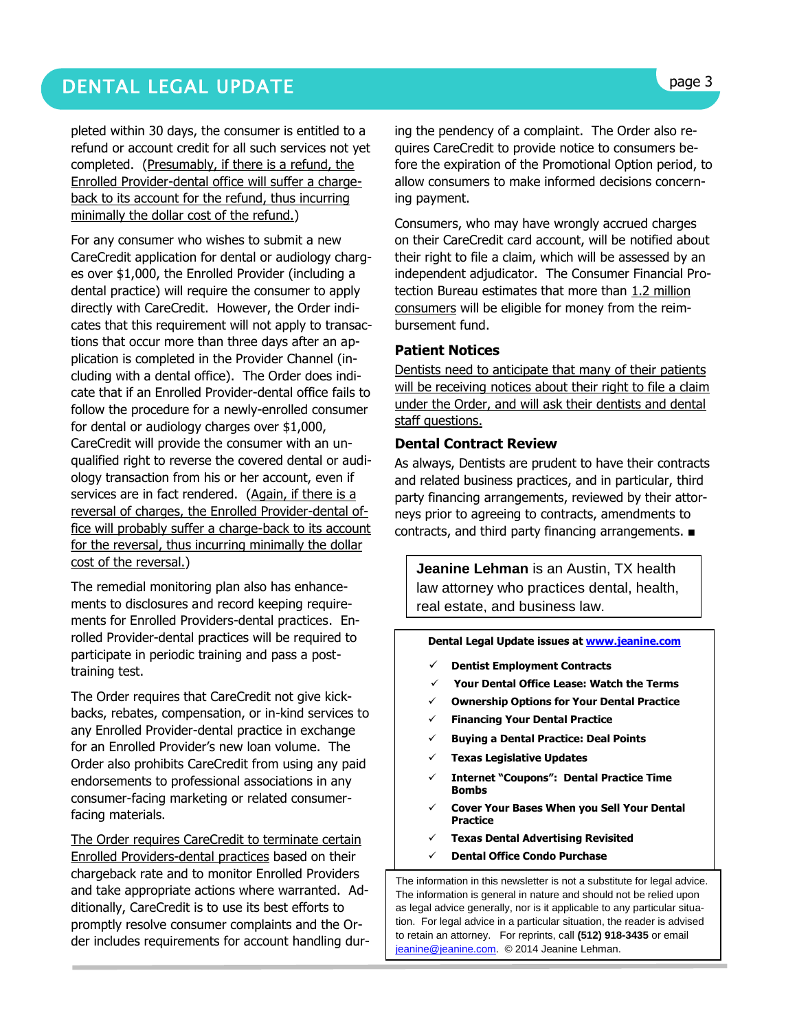pleted within 30 days, the consumer is entitled to a refund or account credit for all such services not yet completed. (<u>Presumably, if there is a refund, the Enrolled Provider-dental office will suffer a charge-back to its account for the refund, thus incurring minimally the dollar cost of the refund.</u>)

For any consumer who wishes to submit a new CareCredit application for dental or audiology charges over $1,000, the Enrolled Provider (including a dental practice) will require the consumer to apply directly with CareCredit. However, the Order indicates that this requirement will not apply to transactions that occur more than three days after an application is completed in the Provider Channel (including with a dental office). The Order does indicate that if an Enrolled Provider-dental office fails to follow the procedure for a newly-enrolled consumer for dental or audiology charges over $1,000, CareCredit will provide the consumer with an unqualified right to reverse the covered dental or audiology transaction from his or her account, even if services are in fact rendered. (<u>Again, if there is a reversal of charges, the Enrolled Provider-dental office will probably suffer a charge-back to its account for the reversal, thus incurring minimally the dollar cost of the reversal.</u>)

The remedial monitoring plan also has enhancements to disclosures and record keeping requirements for Enrolled Providers-dental practices. Enrolled Provider-dental practices will be required to participate in periodic training and pass a post-training test.

The Order requires that CareCredit not give kickbacks, rebates, compensation, or in-kind services to any Enrolled Provider-dental practice in exchange for an Enrolled Provider's new loan volume. The Order also prohibits CareCredit from using any paid endorsements to professional associations in any consumer-facing marketing or related consumer-facing materials.

<u>The Order requires CareCredit to terminate certain Enrolled Providers-dental practices</u> based on their chargeback rate and to monitor Enrolled Providers and take appropriate actions where warranted. Additionally, CareCredit is to use its best efforts to promptly resolve consumer complaints and the Order includes requirements for account handling during the pendency of a complaint. The Order also requires CareCredit to provide notice to consumers before the expiration of the Promotional Option period, to allow consumers to make informed decisions concerning payment.

Consumers, who may have wrongly accrued charges on their CareCredit card account, will be notified about their right to file a claim, which will be assessed by an independent adjudicator. The Consumer Financial Protection Bureau estimates that more than <u>1.2 million consumers</u> will be eligible for money from the reimbursement fund.

### Patient Notices

<u>Dentists need to anticipate that many of their patients will be receiving notices about their right to file a claim under the Order, and will ask their dentists and dental staff questions.</u>

### Dental Contract Review

As always, Dentists are prudent to have their contracts and related business practices, and in particular, third party financing arrangements, reviewed by their attorneys prior to agreeing to contracts, amendments to contracts, and third party financing arrangements. ■

**Jeanine Lehman** is an Austin, TX health law attorney who practices dental, health, real estate, and business law.

**Dental Legal Update issues at www.jeanine.com**

- ✓ **Dentist Employment Contracts**
- ✓ **Your Dental Office Lease: Watch the Terms**
- ✓ **Ownership Options for Your Dental Practice**
- ✓ **Financing Your Dental Practice**
- ✓ **Buying a Dental Practice: Deal Points**
- ✓ **Texas Legislative Updates**
- ✓ **Internet "Coupons": Dental Practice Time Bombs**
- ✓ **Cover Your Bases When you Sell Your Dental Practice**
- ✓ **Texas Dental Advertising Revisited**
- ✓ **Dental Office Condo Purchase**

The information in this newsletter is not a substitute for legal advice. The information is general in nature and should not be relied upon as legal advice generally, nor is it applicable to any particular situation. For legal advice in a particular situation, the reader is advised to retain an attorney. For reprints, call **(512) 918-3435** or email jeanine@jeanine.com. © 2014 Jeanine Lehman.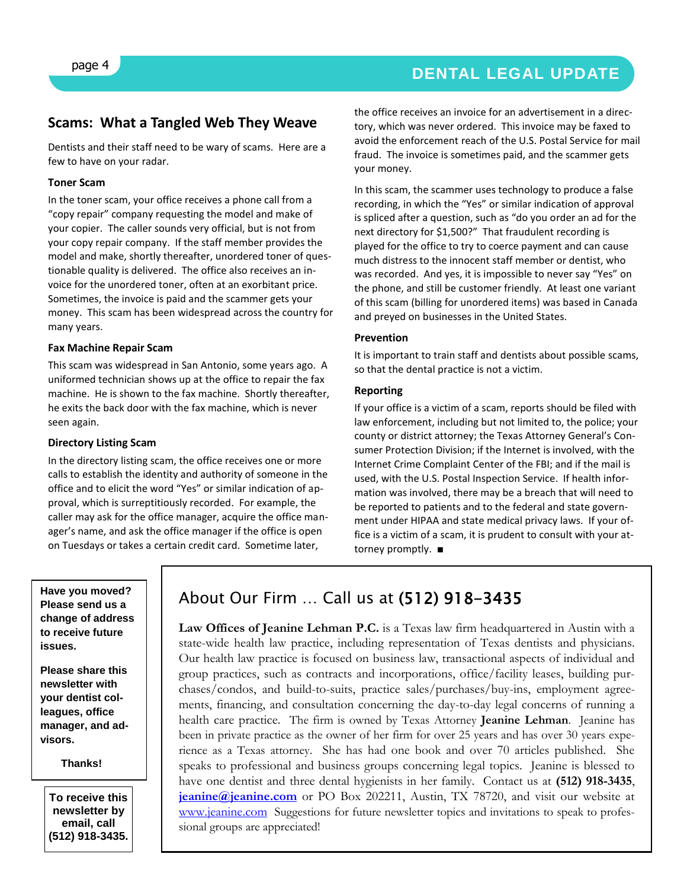## Scams: What a Tangled Web They Weave

Dentists and their staff need to be wary of scams. Here are a few to have on your radar.

### Toner Scam

In the toner scam, your office receives a phone call from a "copy repair" company requesting the model and make of your copier. The caller sounds very official, but is not from your copy repair company. If the staff member provides the model and make, shortly thereafter, unordered toner of questionable quality is delivered. The office also receives an invoice for the unordered toner, often at an exorbitant price. Sometimes, the invoice is paid and the scammer gets your money. This scam has been widespread across the country for many years.

### Fax Machine Repair Scam

This scam was widespread in San Antonio, some years ago. A uniformed technician shows up at the office to repair the fax machine. He is shown to the fax machine. Shortly thereafter, he exits the back door with the fax machine, which is never seen again.

### Directory Listing Scam

In the directory listing scam, the office receives one or more calls to establish the identity and authority of someone in the office and to elicit the word "Yes" or similar indication of approval, which is surreptitiously recorded. For example, the caller may ask for the office manager, acquire the office manager's name, and ask the office manager if the office is open on Tuesdays or takes a certain credit card. Sometime later, the office receives an invoice for an advertisement in a directory, which was never ordered. This invoice may be faxed to avoid the enforcement reach of the U.S. Postal Service for mail fraud. The invoice is sometimes paid, and the scammer gets your money.

In this scam, the scammer uses technology to produce a false recording, in which the "Yes" or similar indication of approval is spliced after a question, such as "do you order an ad for the next directory for $1,500?" That fraudulent recording is played for the office to try to coerce payment and can cause much distress to the innocent staff member or dentist, who was recorded. And yes, it is impossible to never say "Yes" on the phone, and still be customer friendly. At least one variant of this scam (billing for unordered items) was based in Canada and preyed on businesses in the United States.

### Prevention

It is important to train staff and dentists about possible scams, so that the dental practice is not a victim.

### Reporting

If your office is a victim of a scam, reports should be filed with law enforcement, including but not limited to, the police; your county or district attorney; the Texas Attorney General's Consumer Protection Division; if the Internet is involved, with the Internet Crime Complaint Center of the FBI; and if the mail is used, with the U.S. Postal Inspection Service. If health information was involved, there may be a breach that will need to be reported to patients and to the federal and state government under HIPAA and state medical privacy laws. If your office is a victim of a scam, it is prudent to consult with your attorney promptly. ■

**Have you moved? Please send us a change of address to receive future issues.**

**Please share this newsletter with your dentist colleagues, office manager, and advisors.**

**Thanks!**

**To receive this newsletter by email, call (512) 918-3435.**

## About Our Firm … Call us at (512) 918-3435

**Law Offices of Jeanine Lehman P.C.** is a Texas law firm headquartered in Austin with a state-wide health law practice, including representation of Texas dentists and physicians. Our health law practice is focused on business law, transactional aspects of individual and group practices, such as contracts and incorporations, office/facility leases, building purchases/condos, and build-to-suits, practice sales/purchases/buy-ins, employment agreements, financing, and consultation concerning the day-to-day legal concerns of running a health care practice. The firm is owned by Texas Attorney **Jeanine Lehman**. Jeanine has been in private practice as the owner of her firm for over 25 years and has over 30 years experience as a Texas attorney. She has had one book and over 70 articles published. She speaks to professional and business groups concerning legal topics. Jeanine is blessed to have one dentist and three dental hygienists in her family. Contact us at **(512) 918-3435**, **jeanine@jeanine.com** or PO Box 202211, Austin, TX 78720, and visit our website at www.jeanine.com Suggestions for future newsletter topics and invitations to speak to professional groups are appreciated!